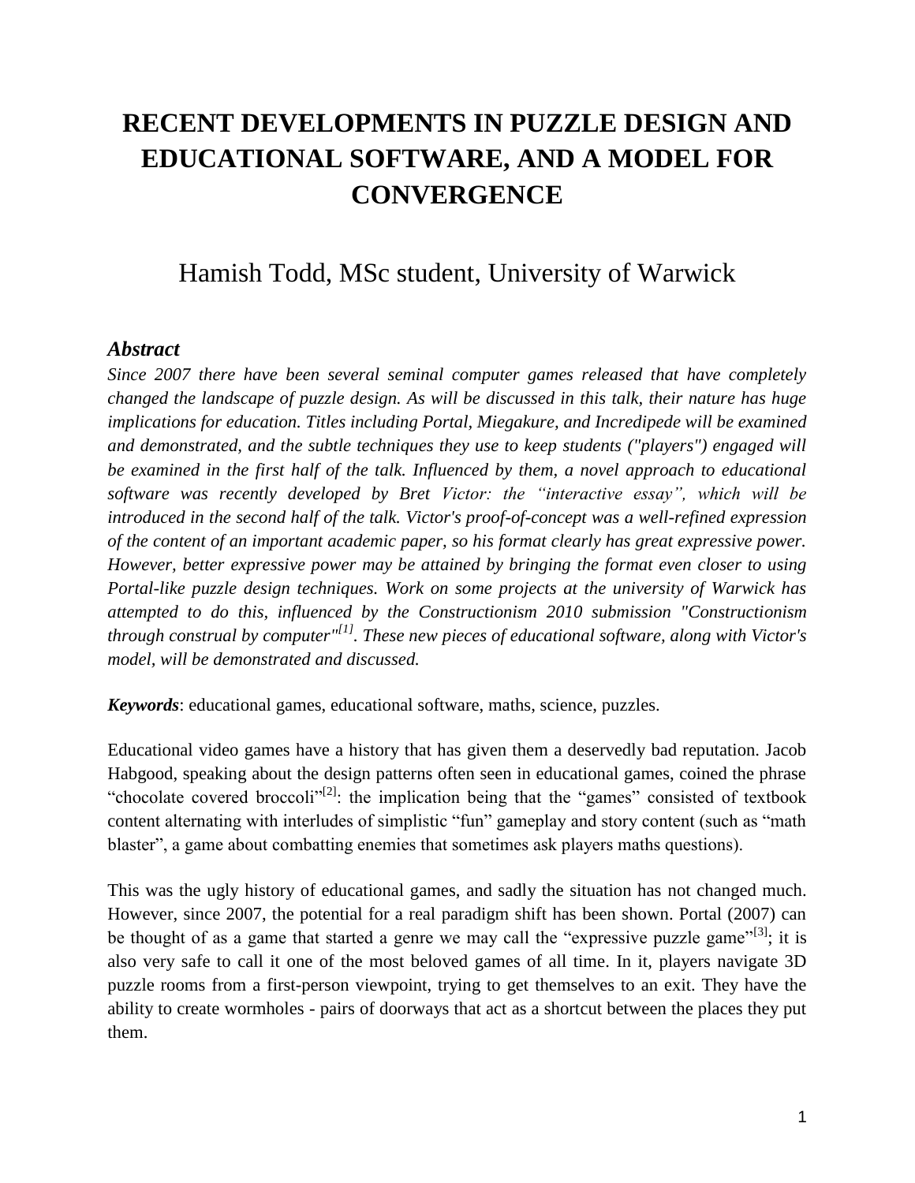# RECENT DEVELOPMENTS IN PUZZLE DESIGN AND EDUCATIONAL SOFTWARE, AND A MODEL FOR CONVERGENCE

Hamish Todd, MSc student, University of Warwick

### *Abstract*

*Since 2007 there have been several seminal computer games released that have completely changed the landscape of puzzle design. As will be discussed in this talk, their nature has huge implications for education. Titles including Portal, Miegakure, and Incredipede will be examined and demonstrated, and the subtle techniques they use to keep students ("players") engaged will be examined in the first half of the talk. Influenced by them, a novel approach to educational software was recently developed by Bret Victor: the "interactive essay", which will be introduced in the second half of the talk. Victor's proof-of-concept was a well-refined expression of the content of an important academic paper, so his format clearly has great expressive power. However, better expressive power may be attained by bringing the format even closer to using Portal-like puzzle design techniques. Work on some projects at the university of Warwick has attempted to do this, influenced by the Constructionism 2010 submission "Constructionism through construal by computer"[1]. These new pieces of educational software, along with Victor's model, will be demonstrated and discussed.*

***Keywords***: educational games, educational software, maths, science, puzzles.

Educational video games have a history that has given them a deservedly bad reputation. Jacob Habgood, speaking about the design patterns often seen in educational games, coined the phrase "chocolate covered broccoli"[2]: the implication being that the "games" consisted of textbook content alternating with interludes of simplistic "fun" gameplay and story content (such as "math blaster", a game about combatting enemies that sometimes ask players maths questions).

This was the ugly history of educational games, and sadly the situation has not changed much. However, since 2007, the potential for a real paradigm shift has been shown. Portal (2007) can be thought of as a game that started a genre we may call the "expressive puzzle game"[3]; it is also very safe to call it one of the most beloved games of all time. In it, players navigate 3D puzzle rooms from a first-person viewpoint, trying to get themselves to an exit. They have the ability to create wormholes - pairs of doorways that act as a shortcut between the places they put them.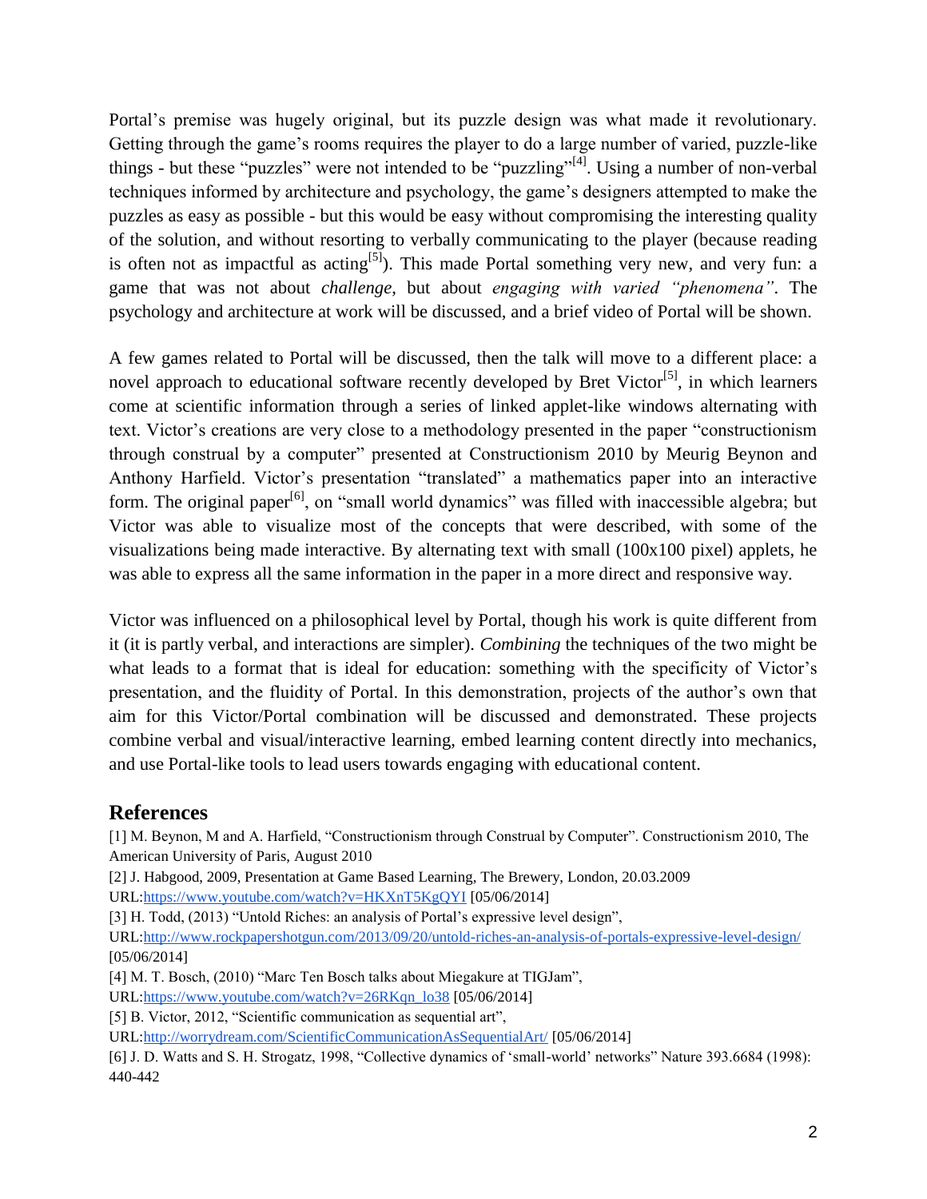Portal's premise was hugely original, but its puzzle design was what made it revolutionary. Getting through the game's rooms requires the player to do a large number of varied, puzzle-like things - but these "puzzles" were not intended to be "puzzling"[4]. Using a number of non-verbal techniques informed by architecture and psychology, the game's designers attempted to make the puzzles as easy as possible - but this would be easy without compromising the interesting quality of the solution, and without resorting to verbally communicating to the player (because reading is often not as impactful as acting[5]). This made Portal something very new, and very fun: a game that was not about *challenge*, but about *engaging with varied "phenomena"*. The psychology and architecture at work will be discussed, and a brief video of Portal will be shown.

A few games related to Portal will be discussed, then the talk will move to a different place: a novel approach to educational software recently developed by Bret Victor[5], in which learners come at scientific information through a series of linked applet-like windows alternating with text. Victor's creations are very close to a methodology presented in the paper "constructionism through construal by a computer" presented at Constructionism 2010 by Meurig Beynon and Anthony Harfield. Victor's presentation "translated" a mathematics paper into an interactive form. The original paper[6], on "small world dynamics" was filled with inaccessible algebra; but Victor was able to visualize most of the concepts that were described, with some of the visualizations being made interactive. By alternating text with small (100x100 pixel) applets, he was able to express all the same information in the paper in a more direct and responsive way.

Victor was influenced on a philosophical level by Portal, though his work is quite different from it (it is partly verbal, and interactions are simpler). *Combining* the techniques of the two might be what leads to a format that is ideal for education: something with the specificity of Victor's presentation, and the fluidity of Portal. In this demonstration, projects of the author's own that aim for this Victor/Portal combination will be discussed and demonstrated. These projects combine verbal and visual/interactive learning, embed learning content directly into mechanics, and use Portal-like tools to lead users towards engaging with educational content.

## References

[1] M. Beynon, M and A. Harfield, "Constructionism through Construal by Computer". Constructionism 2010, The American University of Paris, August 2010

[2] J. Habgood, 2009, Presentation at Game Based Learning, The Brewery, London, 20.03.2009 URL:https://www.youtube.com/watch?v=HKXnT5KgQYI [05/06/2014]

[3] H. Todd, (2013) "Untold Riches: an analysis of Portal's expressive level design", URL:http://www.rockpapershotgun.com/2013/09/20/untold-riches-an-analysis-of-portals-expressive-level-design/ [05/06/2014]

[4] M. T. Bosch, (2010) "Marc Ten Bosch talks about Miegakure at TIGJam", URL:https://www.youtube.com/watch?v=26RKqn_lo38 [05/06/2014]

[5] B. Victor, 2012, "Scientific communication as sequential art", URL:http://worrydream.com/ScientificCommunicationAsSequentialArt/ [05/06/2014]

[6] J. D. Watts and S. H. Strogatz, 1998, "Collective dynamics of 'small-world' networks" Nature 393.6684 (1998): 440-442